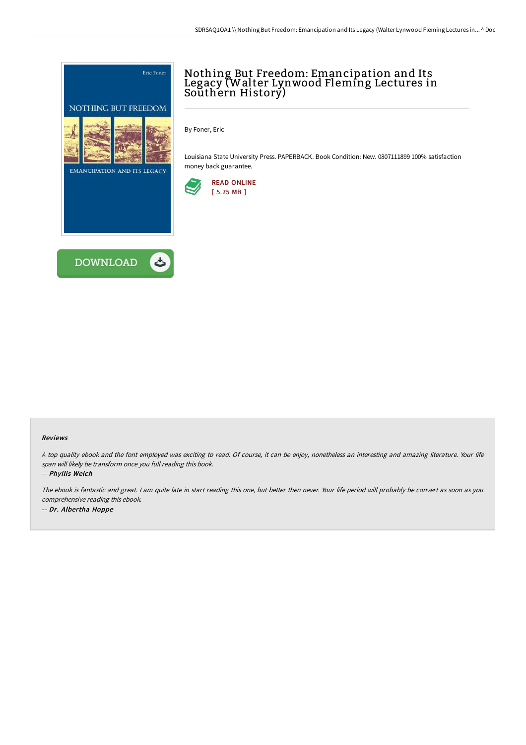# Nothing But Freedom: Emancipation and Its Legacy (Walter Lynwood Fleming Lectures in Southern History)

By Foner, Eric

Louisiana State University Press. PAPERBACK. Book Condition: New. 0807111899 100% satisfaction money back guarantee.

READ ONLINE
[ 5.75 MB ]

DOWNLOAD

### Reviews

*A top quality ebook and the font employed was exciting to read. Of course, it can be enjoy, nonetheless an interesting and amazing literature. Your life span will likely be transform once you full reading this book.*

*-- **Phyllis Welch***

*The ebook is fantastic and great. I am quite late in start reading this one, but better then never. Your life period will probably be convert as soon as you comprehensive reading this ebook.*

*-- **Dr. Albertha Hoppe***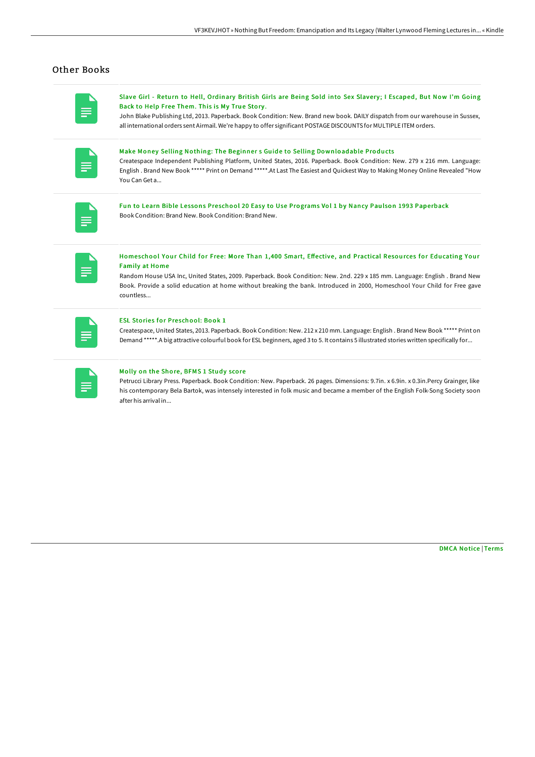## Other Books

**Slave Girl - Return to Hell, Ordinary British Girls are Being Sold into Sex Slavery; I Escaped, But Now I'm Going Back to Help Free Them. This is My True Story.**

John Blake Publishing Ltd, 2013. Paperback. Book Condition: New. Brand new book. DAILY dispatch from our warehouse in Sussex, all international orders sent Airmail. We're happy to offer significant POSTAGE DISCOUNTS for MULTIPLE ITEM orders.

**Make Money Selling Nothing: The Beginner s Guide to Selling Downloadable Products**

Createspace Independent Publishing Platform, United States, 2016. Paperback. Book Condition: New. 279 x 216 mm. Language: English . Brand New Book ***** Print on Demand *****.At Last The Easiest and Quickest Way to Making Money Online Revealed "How You Can Get a...

**Fun to Learn Bible Lessons Preschool 20 Easy to Use Programs Vol 1 by Nancy Paulson 1993 Paperback**

Book Condition: Brand New. Book Condition: Brand New.

**Homeschool Your Child for Free: More Than 1,400 Smart, Effective, and Practical Resources for Educating Your Family at Home**

Random House USA Inc, United States, 2009. Paperback. Book Condition: New. 2nd. 229 x 185 mm. Language: English . Brand New Book. Provide a solid education at home without breaking the bank. Introduced in 2000, Homeschool Your Child for Free gave countless...

**ESL Stories for Preschool: Book 1**

Createspace, United States, 2013. Paperback. Book Condition: New. 212 x 210 mm. Language: English . Brand New Book ***** Print on Demand *****.A big attractive colourful book for ESL beginners, aged 3 to 5. It contains 5 illustrated stories written specifically for...

**Molly on the Shore, BFMS 1 Study score**

Petrucci Library Press. Paperback. Book Condition: New. Paperback. 26 pages. Dimensions: 9.7in. x 6.9in. x 0.3in.Percy Grainger, like his contemporary Bela Bartok, was intensely interested in folk music and became a member of the English Folk-Song Society soon after his arrival in...